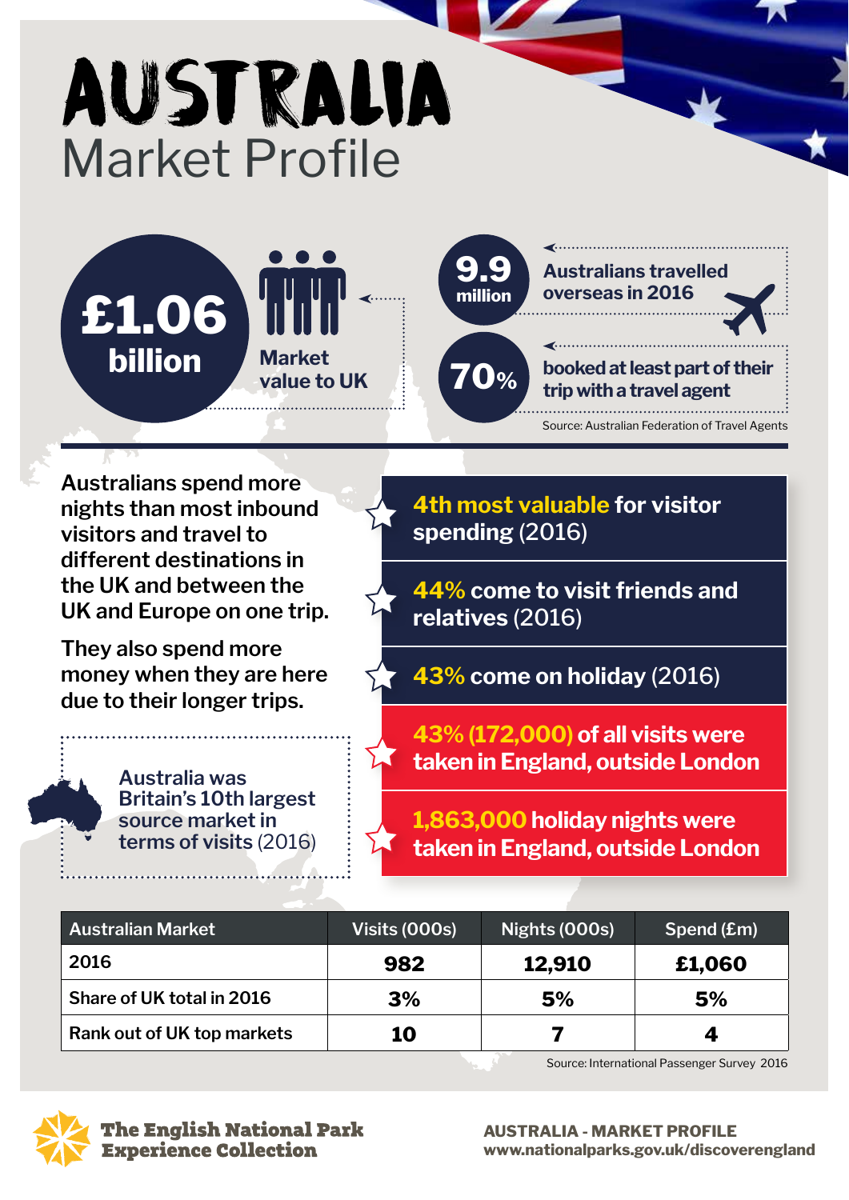# AUSTRALIA

## Market Profile

**£1.06 billion**
Market value to UK

**9.9 million** Australians travelled overseas in 2016

**70%** booked at least part of their trip with a travel agent

Source: Australian Federation of Travel Agents

Australians spend more nights than most inbound visitors and travel to different destinations in the UK and between the UK and Europe on one trip.

They also spend more money when they are here due to their longer trips.

Australia was Britain's 10th largest source market in terms of visits (2016)

- **4th most valuable for visitor spending** (2016)
- **44% come to visit friends and relatives** (2016)
- **43% come on holiday** (2016)
- **43% (172,000) of all visits were taken in England, outside London**
- **1,863,000 holiday nights were taken in England, outside London**

| Australian Market | Visits (000s) | Nights (000s) | Spend (£m) |
|---|---|---|---|
| 2016 | 982 | 12,910 | £1,060 |
| Share of UK total in 2016 | 3% | 5% | 5% |
| Rank out of UK top markets | 10 | 7 | 4 |

Source: International Passenger Survey 2016

The English National Park Experience Collection

AUSTRALIA - MARKET PROFILE
www.nationalparks.gov.uk/discoverengland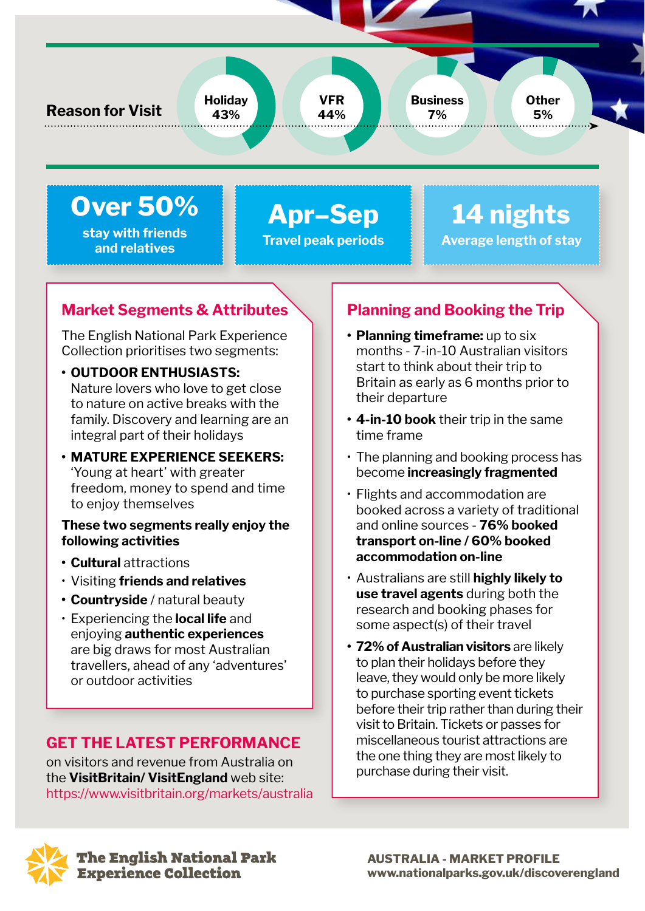## Reason for Visit

- Holiday 43%
- VFR 44%
- Business 7%
- Other 5%

**Over 50%**
stay with friends and relatives

**Apr–Sep**
Travel peak periods

**14 nights**
Average length of stay

## Market Segments & Attributes

The English National Park Experience Collection prioritises two segments:

- **OUTDOOR ENTHUSIASTS:** Nature lovers who love to get close to nature on active breaks with the family. Discovery and learning are an integral part of their holidays
- **MATURE EXPERIENCE SEEKERS:** 'Young at heart' with greater freedom, money to spend and time to enjoy themselves

**These two segments really enjoy the following activities**

- **Cultural** attractions
- Visiting **friends and relatives**
- **Countryside** / natural beauty
- Experiencing the **local life** and enjoying **authentic experiences** are big draws for most Australian travellers, ahead of any 'adventures' or outdoor activities

## GET THE LATEST PERFORMANCE

on visitors and revenue from Australia on the **VisitBritain/ VisitEngland** web site:
https://www.visitbritain.org/markets/australia

## Planning and Booking the Trip

- **Planning timeframe:** up to six months - 7-in-10 Australian visitors start to think about their trip to Britain as early as 6 months prior to their departure
- **4-in-10 book** their trip in the same time frame
- The planning and booking process has become **increasingly fragmented**
- Flights and accommodation are booked across a variety of traditional and online sources - **76% booked transport on-line / 60% booked accommodation on-line**
- Australians are still **highly likely to use travel agents** during both the research and booking phases for some aspect(s) of their travel
- **72% of Australian visitors** are likely to plan their holidays before they leave, they would only be more likely to purchase sporting event tickets before their trip rather than during their visit to Britain. Tickets or passes for miscellaneous tourist attractions are the one thing they are most likely to purchase during their visit.

**The English National Park Experience Collection**

**AUSTRALIA - MARKET PROFILE**
**www.nationalparks.gov.uk/discoverengland**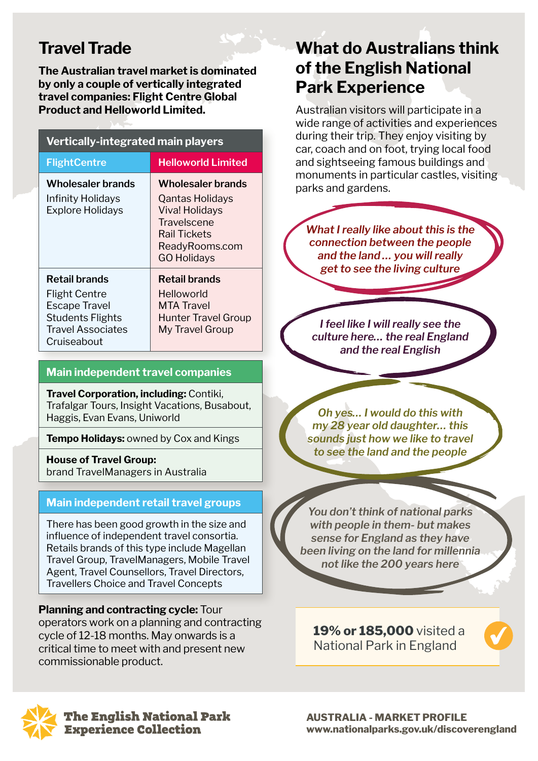## Travel Trade

**The Australian travel market is dominated by only a couple of vertically integrated travel companies: Flight Centre Global Product and Helloworld Limited.**

| Vertically-integrated main players | |
|---|---|
| **FlightCentre** | **Helloworld Limited** |
| **Wholesaler brands**<br>Infinity Holidays<br>Explore Holidays | **Wholesaler brands**<br>Qantas Holidays<br>Viva! Holidays<br>Travelscene<br>Rail Tickets<br>ReadyRooms.com<br>GO Holidays |
| **Retail brands**<br>Flight Centre<br>Escape Travel<br>Students Flights<br>Travel Associates<br>Cruiseabout | **Retail brands**<br>Helloworld<br>MTA Travel<br>Hunter Travel Group<br>My Travel Group |

| Main independent travel companies |
|---|
| **Travel Corporation, including:** Contiki, Trafalgar Tours, Insight Vacations, Busabout, Haggis, Evan Evans, Uniworld |
| **Tempo Holidays:** owned by Cox and Kings |
| **House of Travel Group:** brand TravelManagers in Australia |

| Main independent retail travel groups |
|---|
| There has been good growth in the size and influence of independent travel consortia. Retails brands of this type include Magellan Travel Group, TravelManagers, Mobile Travel Agent, Travel Counsellors, Travel Directors, Travellers Choice and Travel Concepts |

**Planning and contracting cycle:** Tour operators work on a planning and contracting cycle of 12-18 months. May onwards is a critical time to meet with and present new commissionable product.

## What do Australians think of the English National Park Experience

Australian visitors will participate in a wide range of activities and experiences during their trip. They enjoy visiting by car, coach and on foot, trying local food and sightseeing famous buildings and monuments in particular castles, visiting parks and gardens.

*What I really like about this is the connection between the people and the land … you will really get to see the living culture*

*I feel like I will really see the culture here… the real England and the real English*

*Oh yes… I would do this with my 28 year old daughter… this sounds just how we like to travel to see the land and the people*

*You don't think of national parks with people in them- but makes sense for England as they have been living on the land for millennia not like the 200 years here*

**19% or 185,000** visited a National Park in England

The English National Park Experience Collection

AUSTRALIA - MARKET PROFILE
www.nationalparks.gov.uk/discoverengland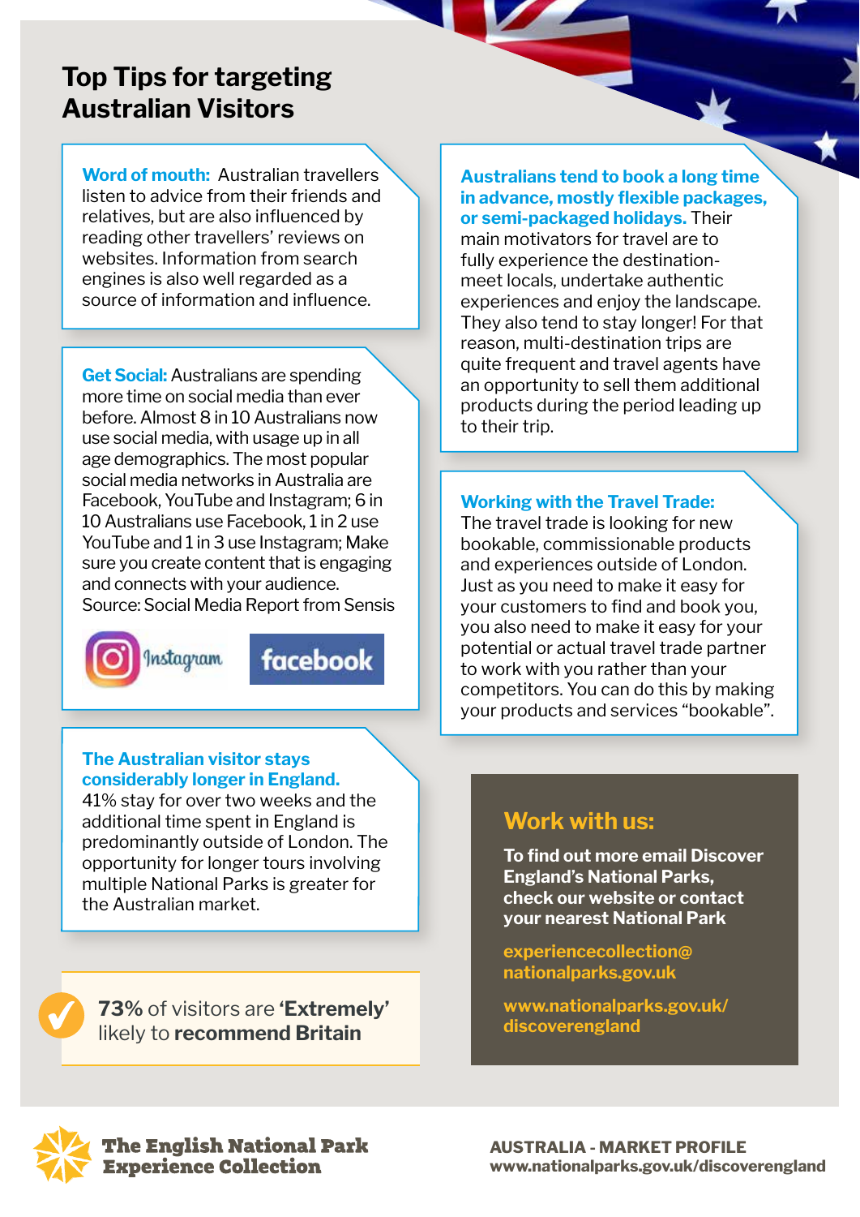# Top Tips for targeting Australian Visitors

**Word of mouth:** Australian travellers listen to advice from their friends and relatives, but are also influenced by reading other travellers' reviews on websites. Information from search engines is also well regarded as a source of information and influence.

**Get Social:** Australians are spending more time on social media than ever before. Almost 8 in 10 Australians now use social media, with usage up in all age demographics. The most popular social media networks in Australia are Facebook, YouTube and Instagram; 6 in 10 Australians use Facebook, 1 in 2 use YouTube and 1 in 3 use Instagram; Make sure you create content that is engaging and connects with your audience.
Source: Social Media Report from Sensis

**The Australian visitor stays considerably longer in England.** 41% stay for over two weeks and the additional time spent in England is predominantly outside of London. The opportunity for longer tours involving multiple National Parks is greater for the Australian market.

**73%** of visitors are **'Extremely'** likely to **recommend Britain**

**Australians tend to book a long time in advance, mostly flexible packages, or semi-packaged holidays.** Their main motivators for travel are to fully experience the destination-meet locals, undertake authentic experiences and enjoy the landscape. They also tend to stay longer! For that reason, multi-destination trips are quite frequent and travel agents have an opportunity to sell them additional products during the period leading up to their trip.

**Working with the Travel Trade:** The travel trade is looking for new bookable, commissionable products and experiences outside of London. Just as you need to make it easy for your customers to find and book you, you also need to make it easy for your potential or actual travel trade partner to work with you rather than your competitors. You can do this by making your products and services "bookable".

## Work with us:

**To find out more email Discover England's National Parks, check our website or contact your nearest National Park**

**experiencecollection@nationalparks.gov.uk**

**www.nationalparks.gov.uk/discoverengland**

**The English National Park Experience Collection**

**AUSTRALIA - MARKET PROFILE**
www.nationalparks.gov.uk/discoverengland